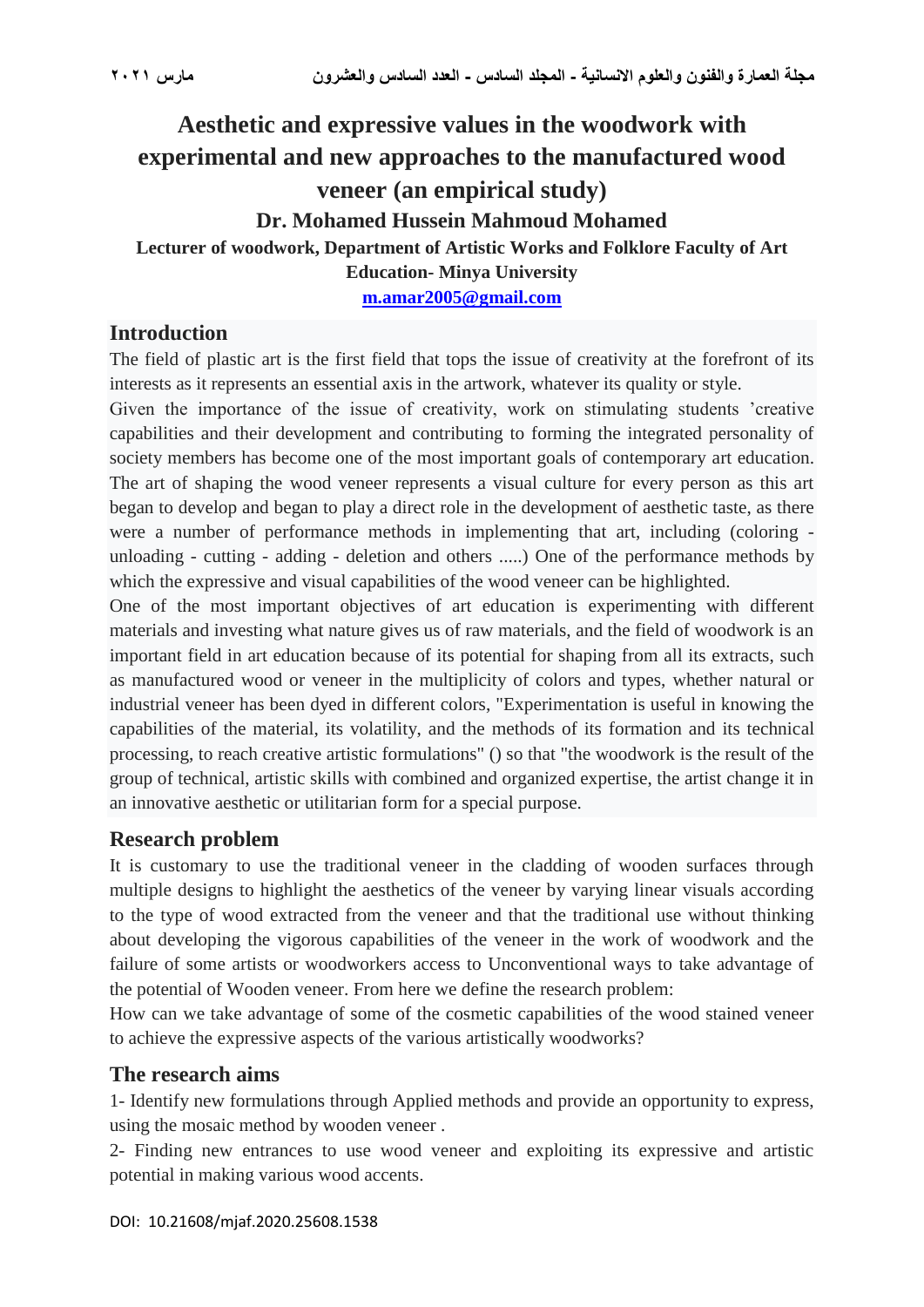# Aesthetic and expressive values in the woodwork with experimental and new approaches to the manufactured wood veneer (an empirical study)

**Dr. Mohamed Hussein Mahmoud Mohamed**

**Lecturer of woodwork, Department of Artistic Works and Folklore Faculty of Art Education- Minya University**

**m.amar2005@gmail.com**

## Introduction

The field of plastic art is the first field that tops the issue of creativity at the forefront of its interests as it represents an essential axis in the artwork, whatever its quality or style.

Given the importance of the issue of creativity, work on stimulating students 'creative capabilities and their development and contributing to forming the integrated personality of society members has become one of the most important goals of contemporary art education. The art of shaping the wood veneer represents a visual culture for every person as this art began to develop and began to play a direct role in the development of aesthetic taste, as there were a number of performance methods in implementing that art, including (coloring - unloading - cutting - adding - deletion and others .....) One of the performance methods by which the expressive and visual capabilities of the wood veneer can be highlighted.

One of the most important objectives of art education is experimenting with different materials and investing what nature gives us of raw materials, and the field of woodwork is an important field in art education because of its potential for shaping from all its extracts, such as manufactured wood or veneer in the multiplicity of colors and types, whether natural or industrial veneer has been dyed in different colors, "Experimentation is useful in knowing the capabilities of the material, its volatility, and the methods of its formation and its technical processing, to reach creative artistic formulations" () so that "the woodwork is the result of the group of technical, artistic skills with combined and organized expertise, the artist change it in an innovative aesthetic or utilitarian form for a special purpose.

## Research problem

It is customary to use the traditional veneer in the cladding of wooden surfaces through multiple designs to highlight the aesthetics of the veneer by varying linear visuals according to the type of wood extracted from the veneer and that the traditional use without thinking about developing the vigorous capabilities of the veneer in the work of woodwork and the failure of some artists or woodworkers access to Unconventional ways to take advantage of the potential of Wooden veneer. From here we define the research problem:

How can we take advantage of some of the cosmetic capabilities of the wood stained veneer to achieve the expressive aspects of the various artistically woodworks?

## The research aims

1- Identify new formulations through Applied methods and provide an opportunity to express, using the mosaic method by wooden veneer .

2- Finding new entrances to use wood veneer and exploiting its expressive and artistic potential in making various wood accents.

DOI: 10.21608/mjaf.2020.25608.1538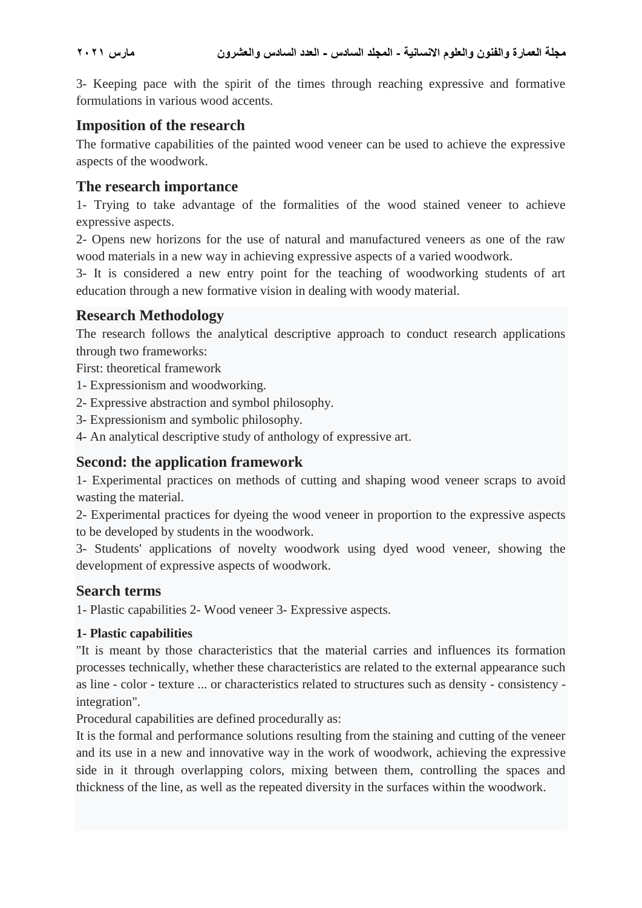3- Keeping pace with the spirit of the times through reaching expressive and formative formulations in various wood accents.

## Imposition of the research

The formative capabilities of the painted wood veneer can be used to achieve the expressive aspects of the woodwork.

## The research importance

1- Trying to take advantage of the formalities of the wood stained veneer to achieve expressive aspects.

2- Opens new horizons for the use of natural and manufactured veneers as one of the raw wood materials in a new way in achieving expressive aspects of a varied woodwork.

3- It is considered a new entry point for the teaching of woodworking students of art education through a new formative vision in dealing with woody material.

## Research Methodology

The research follows the analytical descriptive approach to conduct research applications through two frameworks:

First: theoretical framework

1- Expressionism and woodworking.

2- Expressive abstraction and symbol philosophy.

3- Expressionism and symbolic philosophy.

4- An analytical descriptive study of anthology of expressive art.

## Second: the application framework

1- Experimental practices on methods of cutting and shaping wood veneer scraps to avoid wasting the material.

2- Experimental practices for dyeing the wood veneer in proportion to the expressive aspects to be developed by students in the woodwork.

3- Students' applications of novelty woodwork using dyed wood veneer, showing the development of expressive aspects of woodwork.

## Search terms

1- Plastic capabilities 2- Wood veneer 3- Expressive aspects.

### 1- Plastic capabilities

"It is meant by those characteristics that the material carries and influences its formation processes technically, whether these characteristics are related to the external appearance such as line - color - texture ... or characteristics related to structures such as density - consistency - integration".

Procedural capabilities are defined procedurally as:

It is the formal and performance solutions resulting from the staining and cutting of the veneer and its use in a new and innovative way in the work of woodwork, achieving the expressive side in it through overlapping colors, mixing between them, controlling the spaces and thickness of the line, as well as the repeated diversity in the surfaces within the woodwork.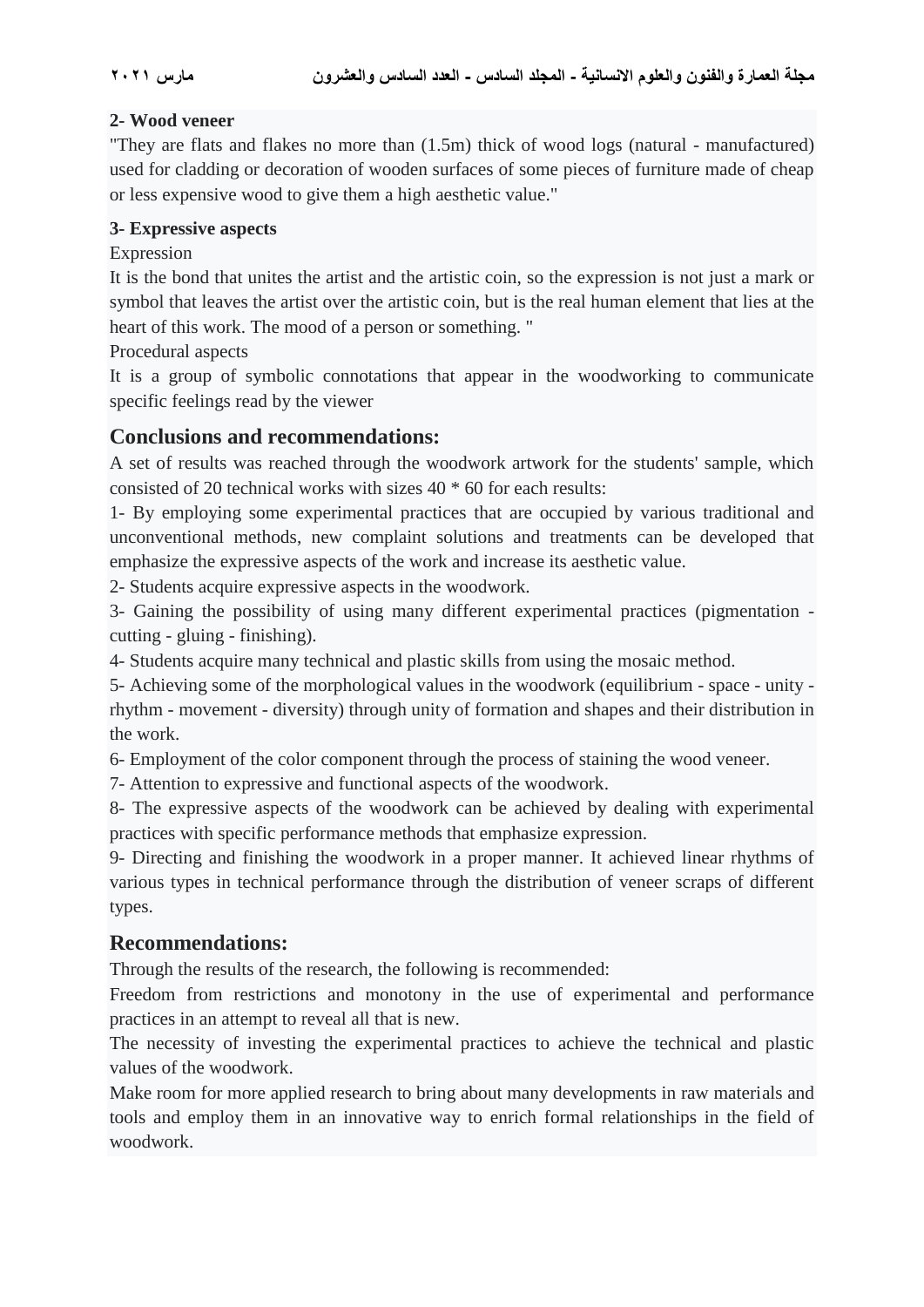**2- Wood veneer**

"They are flats and flakes no more than (1.5m) thick of wood logs (natural - manufactured) used for cladding or decoration of wooden surfaces of some pieces of furniture made of cheap or less expensive wood to give them a high aesthetic value."

**3- Expressive aspects**

Expression

It is the bond that unites the artist and the artistic coin, so the expression is not just a mark or symbol that leaves the artist over the artistic coin, but is the real human element that lies at the heart of this work. The mood of a person or something. "

Procedural aspects

It is a group of symbolic connotations that appear in the woodworking to communicate specific feelings read by the viewer

## Conclusions and recommendations:

A set of results was reached through the woodwork artwork for the students' sample, which consisted of 20 technical works with sizes 40 * 60 for each results:

1- By employing some experimental practices that are occupied by various traditional and unconventional methods, new complaint solutions and treatments can be developed that emphasize the expressive aspects of the work and increase its aesthetic value.

2- Students acquire expressive aspects in the woodwork.

3- Gaining the possibility of using many different experimental practices (pigmentation - cutting - gluing - finishing).

4- Students acquire many technical and plastic skills from using the mosaic method.

5- Achieving some of the morphological values in the woodwork (equilibrium - space - unity - rhythm - movement - diversity) through unity of formation and shapes and their distribution in the work.

6- Employment of the color component through the process of staining the wood veneer.

7- Attention to expressive and functional aspects of the woodwork.

8- The expressive aspects of the woodwork can be achieved by dealing with experimental practices with specific performance methods that emphasize expression.

9- Directing and finishing the woodwork in a proper manner. It achieved linear rhythms of various types in technical performance through the distribution of veneer scraps of different types.

## Recommendations:

Through the results of the research, the following is recommended:

Freedom from restrictions and monotony in the use of experimental and performance practices in an attempt to reveal all that is new.

The necessity of investing the experimental practices to achieve the technical and plastic values of the woodwork.

Make room for more applied research to bring about many developments in raw materials and tools and employ them in an innovative way to enrich formal relationships in the field of woodwork.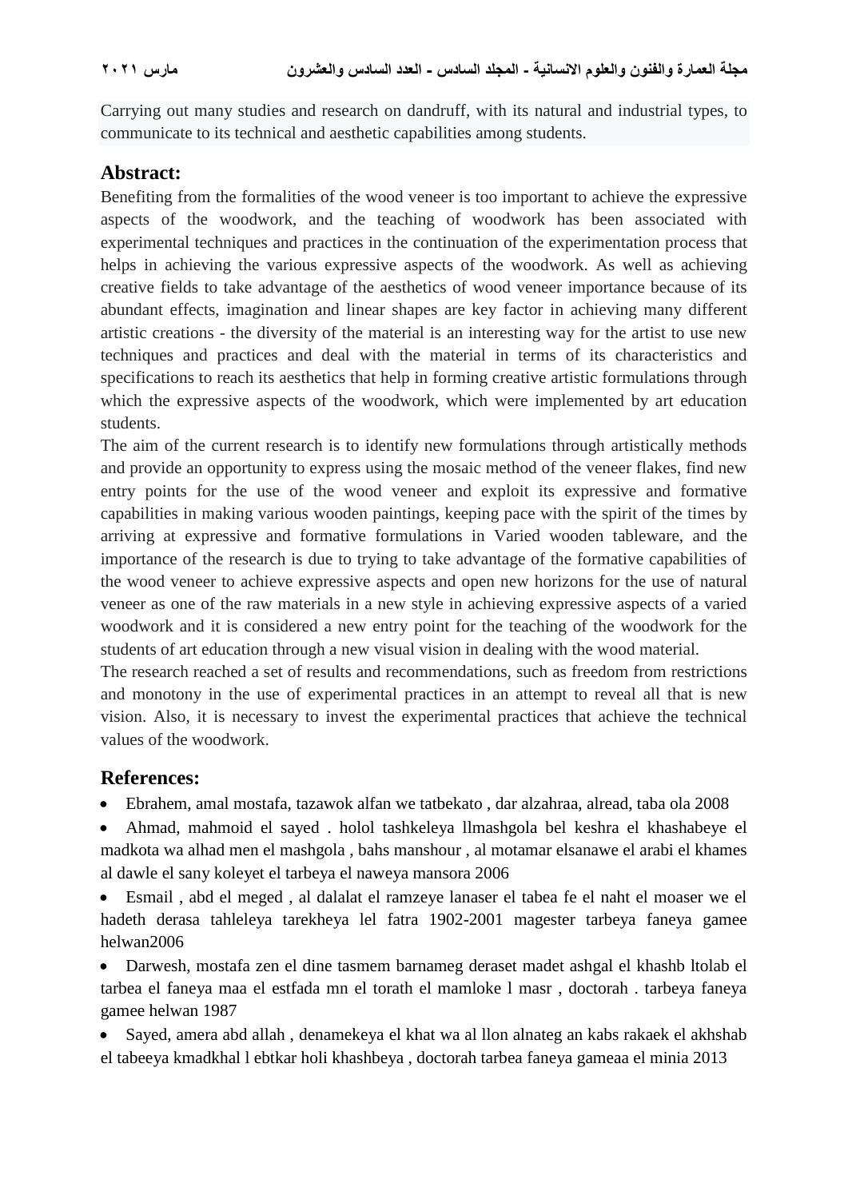Carrying out many studies and research on dandruff, with its natural and industrial types, to communicate to its technical and aesthetic capabilities among students.

## Abstract:

Benefiting from the formalities of the wood veneer is too important to achieve the expressive aspects of the woodwork, and the teaching of woodwork has been associated with experimental techniques and practices in the continuation of the experimentation process that helps in achieving the various expressive aspects of the woodwork. As well as achieving creative fields to take advantage of the aesthetics of wood veneer importance because of its abundant effects, imagination and linear shapes are key factor in achieving many different artistic creations - the diversity of the material is an interesting way for the artist to use new techniques and practices and deal with the material in terms of its characteristics and specifications to reach its aesthetics that help in forming creative artistic formulations through which the expressive aspects of the woodwork, which were implemented by art education students.

The aim of the current research is to identify new formulations through artistically methods and provide an opportunity to express using the mosaic method of the veneer flakes, find new entry points for the use of the wood veneer and exploit its expressive and formative capabilities in making various wooden paintings, keeping pace with the spirit of the times by arriving at expressive and formative formulations in Varied wooden tableware, and the importance of the research is due to trying to take advantage of the formative capabilities of the wood veneer to achieve expressive aspects and open new horizons for the use of natural veneer as one of the raw materials in a new style in achieving expressive aspects of a varied woodwork and it is considered a new entry point for the teaching of the woodwork for the students of art education through a new visual vision in dealing with the wood material.

The research reached a set of results and recommendations, such as freedom from restrictions and monotony in the use of experimental practices in an attempt to reveal all that is new vision. Also, it is necessary to invest the experimental practices that achieve the technical values of the woodwork.

## References:

- Ebrahem, amal mostafa, tazawok alfan we tatbekato , dar alzahraa, alread, taba ola 2008
- Ahmad, mahmoid el sayed . holol tashkeleya llmashgola bel keshra el khashabeye el madkota wa alhad men el mashgola , bahs manshour , al motamar elsanawe el arabi el khames al dawle el sany koleyet el tarbeya el naweya mansora 2006
- Esmail , abd el meged , al dalalat el ramzeye lanaser el tabea fe el naht el moaser we el hadeth derasa tahleleya tarekheya lel fatra 1902-2001 magester tarbeya faneya gamee helwan2006
- Darwesh, mostafa zen el dine tasmem barnameg deraset madet ashgal el khashb ltolab el tarbea el faneya maa el estfada mn el torath el mamloke l masr , doctorah . tarbeya faneya gamee helwan 1987
- Sayed, amera abd allah , denamekeya el khat wa al llon alnateg an kabs rakaek el akhshab el tabeeya kmadkhal l ebtkar holi khashbeya , doctorah tarbea faneya gameaa el minia 2013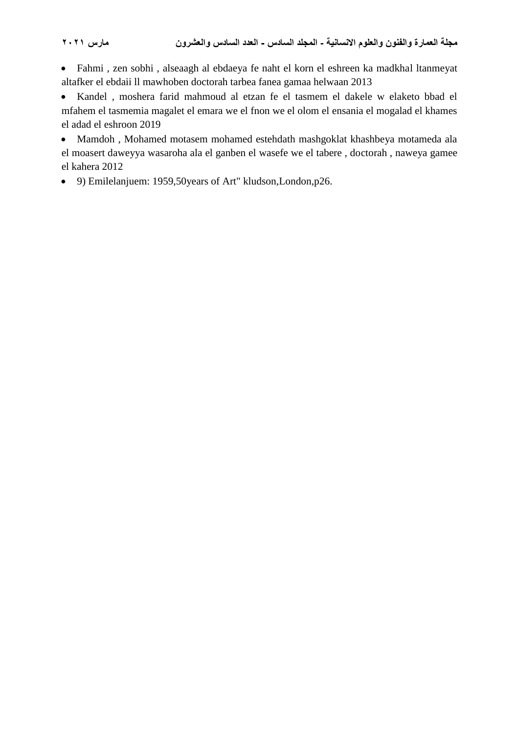- Fahmi , zen sobhi , alseaagh al ebdaeya fe naht el korn el eshreen ka madkhal ltanmeyat altafker el ebdaii ll mawhoben doctorah tarbea fanea gamaa helwaan 2013
- Kandel , moshera farid mahmoud al etzan fe el tasmem el dakele w elaketo bbad el mfahem el tasmemia magalet el emara we el fnon we el olom el ensania el mogalad el khames el adad el eshroon 2019
- Mamdoh , Mohamed motasem mohamed estehdath mashgoklat khashbeya motameda ala el moasert daweyya wasaroha ala el ganben el wasefe we el tabere , doctorah , naweya gamee el kahera 2012
- 9) Emilelanjuem: 1959,50years of Art" kludson,London,p26.